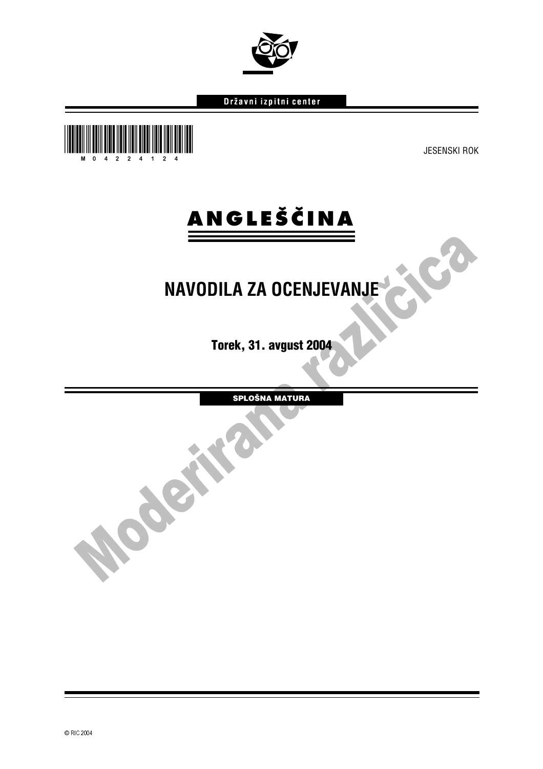Državni izpitni center

M 0 4 2 2 4 1 2 4

JESENSKI ROK

# ANGLEŠČINA

## NAVODILA ZA OCENJEVANJE

**Torek, 31. avgust 2004**

**SPLOŠNA MATURA**

Moderirana različica

© RIC 2004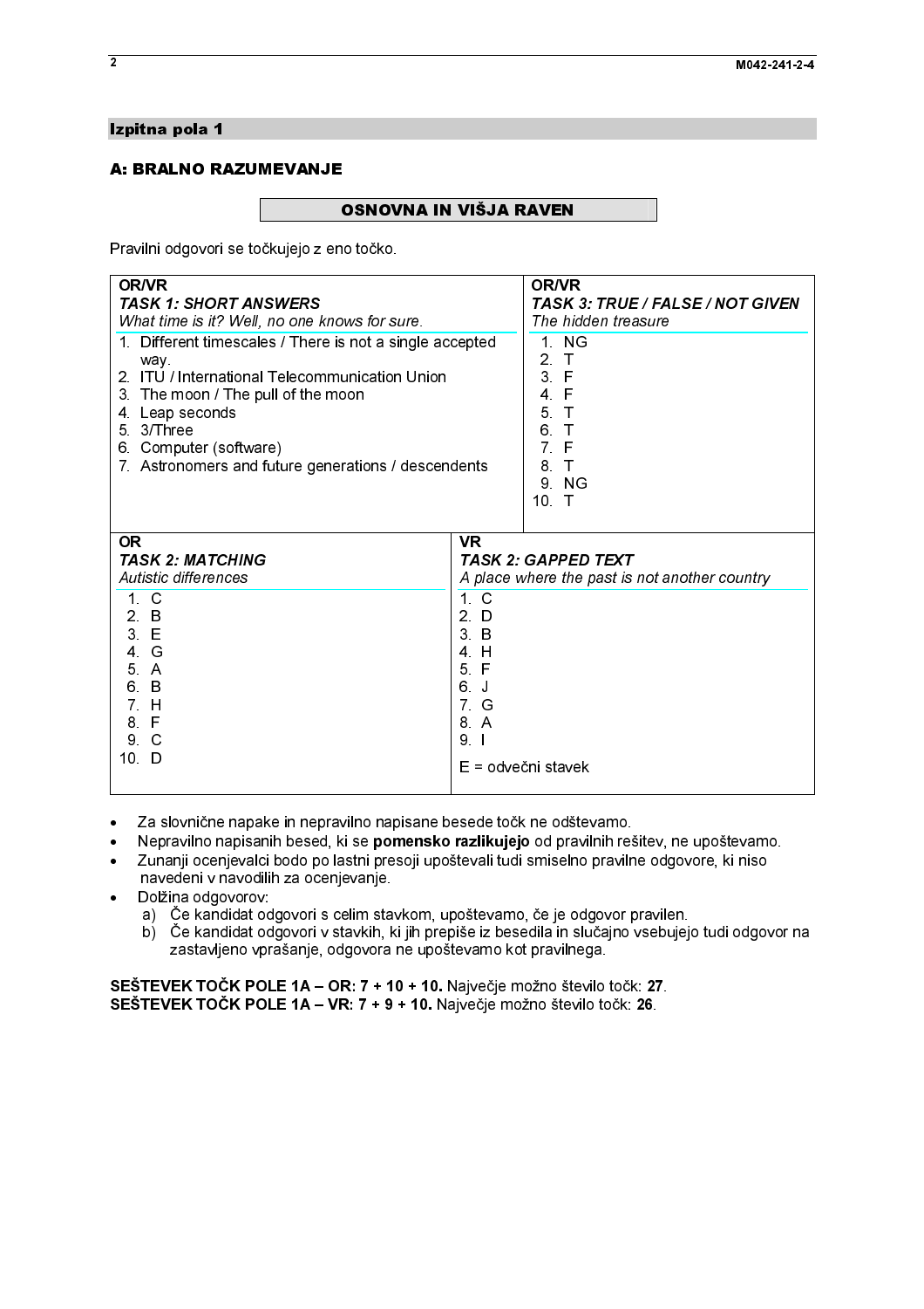## Izpitna pola 1

### A: BRALNO RAZUMEVANJE

**OSNOVNA IN VIŠJA RAVEN**

Pravilni odgovori se točkujejo z eno točko.

**OR/VR**
***TASK 1: SHORT ANSWERS***
*What time is it? Well, no one knows for sure.*

1. Different timescales / There is not a single accepted way.
2. ITU / International Telecommunication Union
3. The moon / The pull of the moon
4. Leap seconds
5. 3/Three
6. Computer (software)
7. Astronomers and future generations / descendents

**OR/VR**
***TASK 3: TRUE / FALSE / NOT GIVEN***
*The hidden treasure*

1. NG
2. T
3. F
4. F
5. T
6. T
7. F
8. T
9. NG
10. T

**OR**
***TASK 2: MATCHING***
*Autistic differences*

1. C
2. B
3. E
4. G
5. A
6. B
7. H
8. F
9. C
10. D

**VR**
***TASK 2: GAPPED TEXT***
*A place where the past is not another country*

1. C
2. D
3. B
4. H
5. F
6. J
7. G
8. A
9. I

E = odvečni stavek

- Za slovnične napake in nepravilno napisane besede točk ne odštevamo.
- Nepravilno napisanih besed, ki se **pomensko razlikujejo** od pravilnih rešitev, ne upoštevamo.
- Zunanji ocenjevalci bodo po lastni presoji upoštevali tudi smiselno pravilne odgovore, ki niso navedeni v navodilih za ocenjevanje.
- Dolžina odgovorov:
  a) Če kandidat odgovori s celim stavkom, upoštevamo, če je odgovor pravilen.
  b) Če kandidat odgovori v stavkih, ki jih prepiše iz besedila in slučajno vsebujejo tudi odgovor na zastavljeno vprašanje, odgovora ne upoštevamo kot pravilnega.

**SEŠTEVEK TOČK POLE 1A – OR: 7 + 10 + 10.** Največje možno število točk: **27**.
**SEŠTEVEK TOČK POLE 1A – VR: 7 + 9 + 10.** Največje možno število točk: **26**.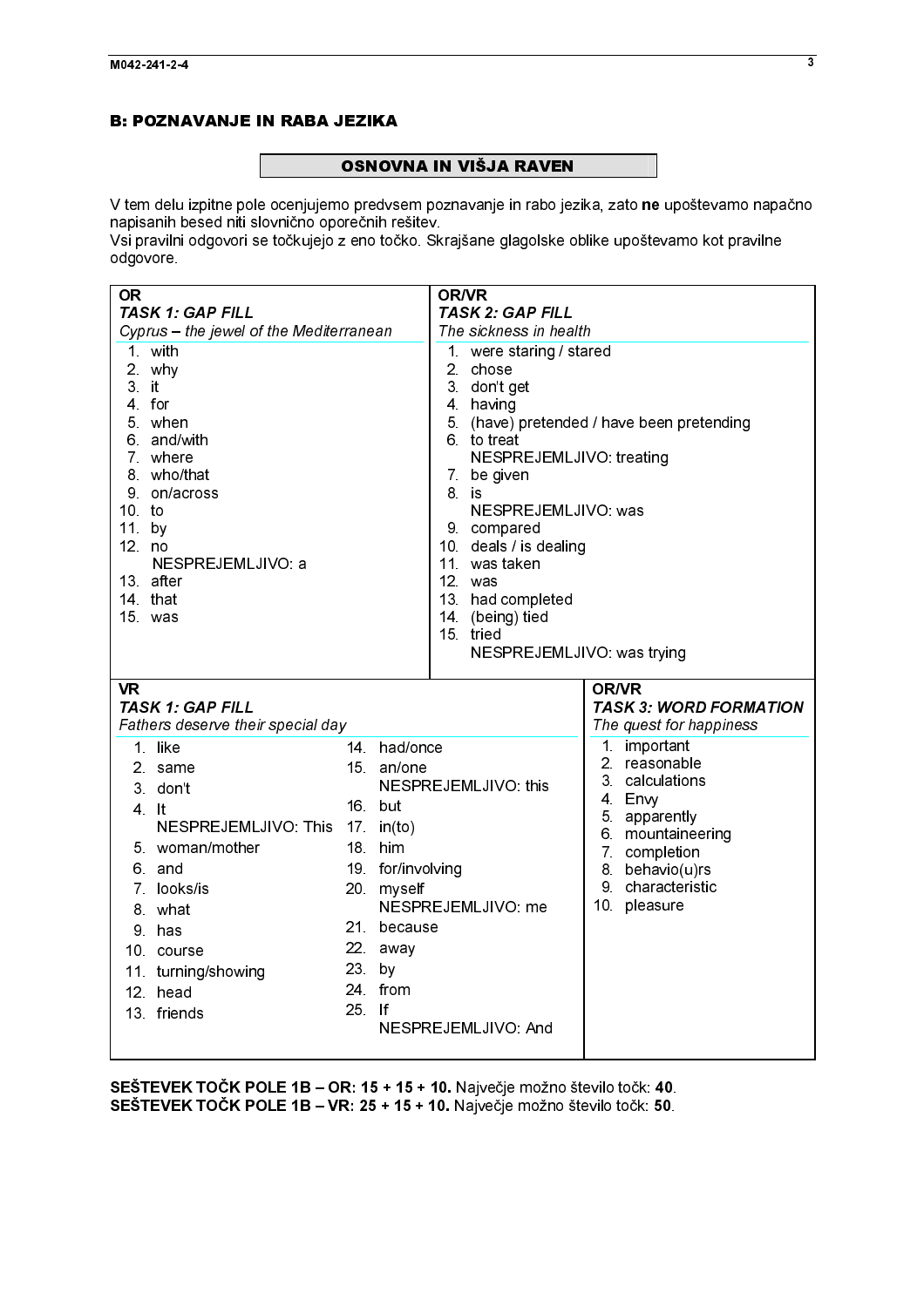## B: POZNAVANJE IN RABA JEZIKA

### OSNOVNA IN VIŠJA RAVEN

V tem delu izpitne pole ocenjujemo predvsem poznavanje in rabo jezika, zato **ne** upoštevamo napačno napisanih besed niti slovnično oporečnih rešitev.
Vsi pravilni odgovori se točkujejo z eno točko. Skrajšane glagolske oblike upoštevamo kot pravilne odgovore.

**OR**
***TASK 1: GAP FILL***
*Cyprus – the jewel of the Mediterranean*

1. with
2. why
3. it
4. for
5. when
6. and/with
7. where
8. who/that
9. on/across
10. to
11. by
12. no
    NESPREJEMLJIVO: a
13. after
14. that
15. was

**OR/VR**
***TASK 2: GAP FILL***
*The sickness in health*

1. were staring / stared
2. chose
3. don't get
4. having
5. (have) pretended / have been pretending
6. to treat
   NESPREJEMLJIVO: treating
7. be given
8. is
   NESPREJEMLJIVO: was
9. compared
10. deals / is dealing
11. was taken
12. was
13. had completed
14. (being) tied
15. tried
    NESPREJEMLJIVO: was trying

**VR**
***TASK 1: GAP FILL***
*Fathers deserve their special day*

1. like
2. same
3. don't
4. It
   NESPREJEMLJIVO: This
5. woman/mother
6. and
7. looks/is
8. what
9. has
10. course
11. turning/showing
12. head
13. friends
14. had/once
15. an/one
    NESPREJEMLJIVO: this
16. but
17. in(to)
18. him
19. for/involving
20. myself
    NESPREJEMLJIVO: me
21. because
22. away
23. by
24. from
25. If
    NESPREJEMLJIVO: And

**OR/VR**
***TASK 3: WORD FORMATION***
*The quest for happiness*

1. important
2. reasonable
3. calculations
4. Envy
5. apparently
6. mountaineering
7. completion
8. behavio(u)rs
9. characteristic
10. pleasure

**SEŠTEVEK TOČK POLE 1B – OR: 15 + 15 + 10.** Največje možno število točk: **40**.
**SEŠTEVEK TOČK POLE 1B – VR: 25 + 15 + 10.** Največje možno število točk: **50**.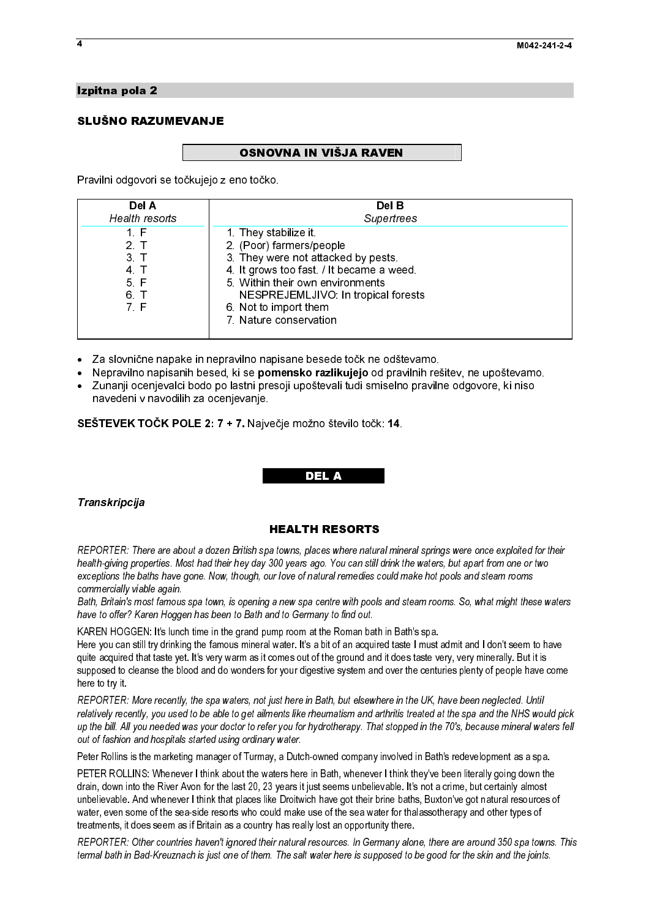## Izpitna pola 2

### SLUŠNO RAZUMEVANJE

**OSNOVNA IN VIŠJA RAVEN**

Pravilni odgovori se točkujejo z eno točko.

| Del A<br>*Health resorts* | Del B<br>*Supertrees* |
|---|---|
| 1. F | 1. They stabilize it. |
| 2. T | 2. (Poor) farmers/people |
| 3. T | 3. They were not attacked by pests. |
| 4. T | 4. It grows too fast. / It became a weed. |
| 5. F | 5. Within their own environments<br>NESPREJEMLJIVO: In tropical forests |
| 6. T | 6. Not to import them |
| 7. F | 7. Nature conservation |

- Za slovnične napake in nepravilno napisane besede točk ne odštevamo.
- Nepravilno napisanih besed, ki se **pomensko razlikujejo** od pravilnih rešitev, ne upoštevamo.
- Zunanji ocenjevalci bodo po lastni presoji upoštevali tudi smiselno pravilne odgovore, ki niso navedeni v navodilih za ocenjevanje.

**SEŠTEVEK TOČK POLE 2: 7 + 7.** Največje možno število točk: **14**.

**DEL A**

***Transkripcija***

**HEALTH RESORTS**

*REPORTER: There are about a dozen British spa towns, places where natural mineral springs were once exploited for their health-giving properties. Most had their hey day 300 years ago. You can still drink the waters, but apart from one or two exceptions the baths have gone. Now, though, our love of natural remedies could make hot pools and steam rooms commercially viable again.*

*Bath, Britain's most famous spa town, is opening a new spa centre with pools and steam rooms. So, what might these waters have to offer? Karen Hoggen has been to Bath and to Germany to find out.*

KAREN HOGGEN: It's lunch time in the grand pump room at the Roman bath in Bath's spa.

Here you can still try drinking the famous mineral water. It's a bit of an acquired taste I must admit and I don't seem to have quite acquired that taste yet. It's very warm as it comes out of the ground and it does taste very, very minerally. But it is supposed to cleanse the blood and do wonders for your digestive system and over the centuries plenty of people have come here to try it.

*REPORTER: More recently, the spa waters, not just here in Bath, but elsewhere in the UK, have been neglected. Until relatively recently, you used to be able to get ailments like rheumatism and arthritis treated at the spa and the NHS would pick up the bill. All you needed was your doctor to refer you for hydrotherapy. That stopped in the 70's, because mineral waters fell out of fashion and hospitals started using ordinary water.*

Peter Rollins is the marketing manager of Turmay, a Dutch-owned company involved in Bath's redevelopment as a spa.

PETER ROLLINS: Whenever I think about the waters here in Bath, whenever I think they've been literally going down the drain, down into the River Avon for the last 20, 23 years it just seems unbelievable. It's not a crime, but certainly almost unbelievable. And whenever I think that places like Droitwich have got their brine baths, Buxton've got natural resources of water, even some of the sea-side resorts who could make use of the sea water for thalassotherapy and other types of treatments, it does seem as if Britain as a country has really lost an opportunity there.

*REPORTER: Other countries haven't ignored their natural resources. In Germany alone, there are around 350 spa towns. This termal bath in Bad-Kreuznach is just one of them. The salt water here is supposed to be good for the skin and the joints.*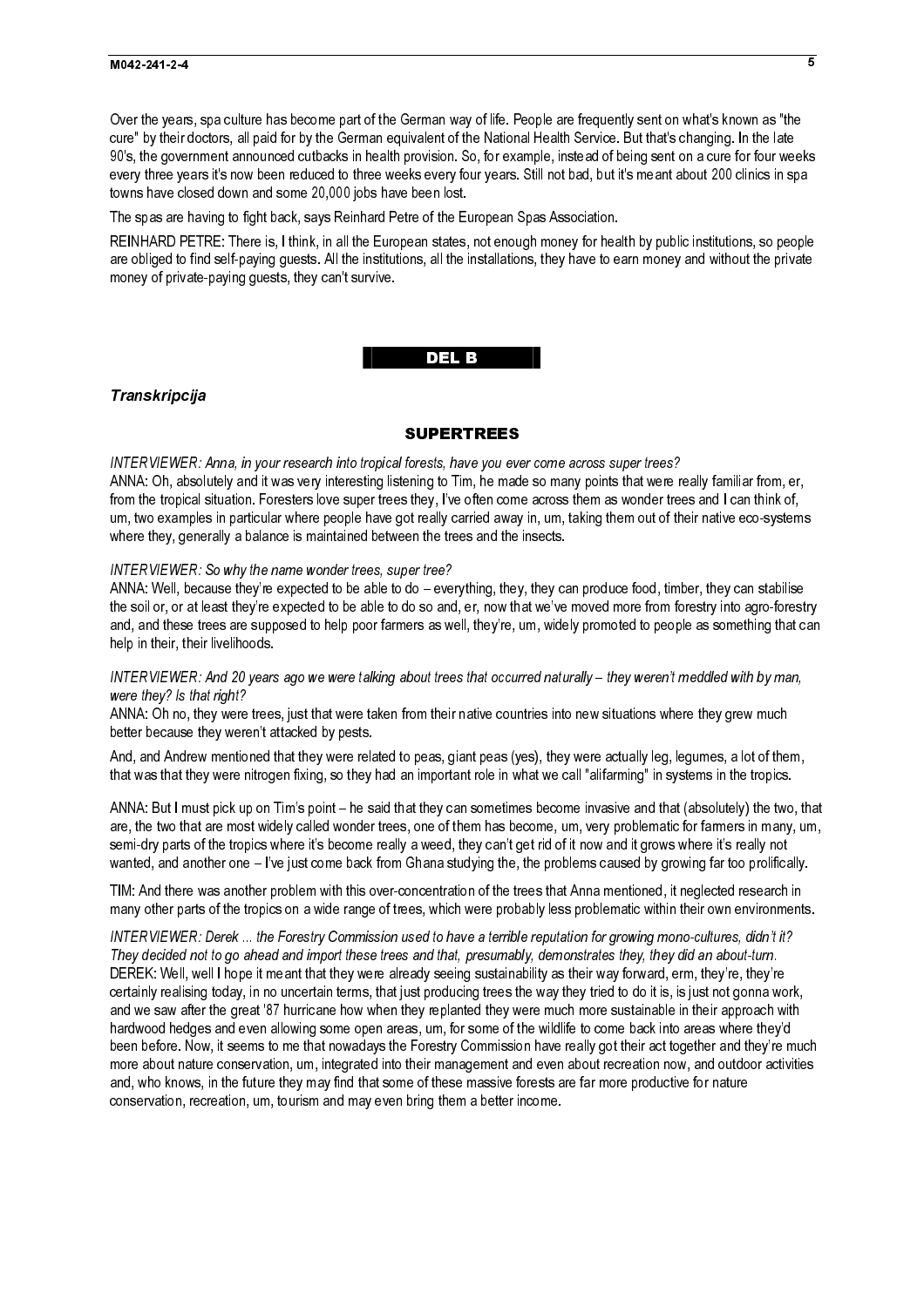Over the years, spa culture has become part of the German way of life. People are frequently sent on what's known as "the cure" by their doctors, all paid for by the German equivalent of the National Health Service. But that's changing. In the late 90's, the government announced cutbacks in health provision. So, for example, instead of being sent on a cure for four weeks every three years it's now been reduced to three weeks every four years. Still not bad, but it's meant about 200 clinics in spa towns have closed down and some 20,000 jobs have been lost.

The spas are having to fight back, says Reinhard Petre of the European Spas Association.

REINHARD PETRE: There is, I think, in all the European states, not enough money for health by public institutions, so people are obliged to find self-paying guests. All the institutions, all the installations, they have to earn money and without the private money of private-paying guests, they can't survive.

## DEL B

### *Transkripcija*

### SUPERTREES

*INTERVIEWER: Anna, in your research into tropical forests, have you ever come across super trees?*

ANNA: Oh, absolutely and it was very interesting listening to Tim, he made so many points that were really familiar from, er, from the tropical situation. Foresters love super trees they, I've often come across them as wonder trees and I can think of, um, two examples in particular where people have got really carried away in, um, taking them out of their native eco-systems where they, generally a balance is maintained between the trees and the insects.

*INTERVIEWER: So why the name wonder trees, super tree?*

ANNA: Well, because they're expected to be able to do – everything, they, they can produce food, timber, they can stabilise the soil or, or at least they're expected to be able to do so and, er, now that we've moved more from forestry into agro-forestry and, and these trees are supposed to help poor farmers as well, they're, um, widely promoted to people as something that can help in their, their livelihoods.

*INTERVIEWER: And 20 years ago we were talking about trees that occurred naturally – they weren't meddled with by man, were they? Is that right?*

ANNA: Oh no, they were trees, just that were taken from their native countries into new situations where they grew much better because they weren't attacked by pests.

And, and Andrew mentioned that they were related to peas, giant peas (yes), they were actually leg, legumes, a lot of them, that was that they were nitrogen fixing, so they had an important role in what we call "alifarming" in systems in the tropics.

ANNA: But I must pick up on Tim's point – he said that they can sometimes become invasive and that (absolutely) the two, that are, the two that are most widely called wonder trees, one of them has become, um, very problematic for farmers in many, um, semi-dry parts of the tropics where it's become really a weed, they can't get rid of it now and it grows where it's really not wanted, and another one – I've just come back from Ghana studying the, the problems caused by growing far too prolifically.

TIM: And there was another problem with this over-concentration of the trees that Anna mentioned, it neglected research in many other parts of the tropics on a wide range of trees, which were probably less problematic within their own environments.

*INTERVIEWER: Derek ... the Forestry Commission used to have a terrible reputation for growing mono-cultures, didn't it? They decided not to go ahead and import these trees and that, presumably, demonstrates they, they did an about-turn.*

DEREK: Well, well I hope it meant that they were already seeing sustainability as their way forward, erm, they're, they're certainly realising today, in no uncertain terms, that just producing trees the way they tried to do it is, is just not gonna work, and we saw after the great '87 hurricane how when they replanted they were much more sustainable in their approach with hardwood hedges and even allowing some open areas, um, for some of the wildlife to come back into areas where they'd been before. Now, it seems to me that nowadays the Forestry Commission have really got their act together and they're much more about nature conservation, um, integrated into their management and even about recreation now, and outdoor activities and, who knows, in the future they may find that some of these massive forests are far more productive for nature conservation, recreation, um, tourism and may even bring them a better income.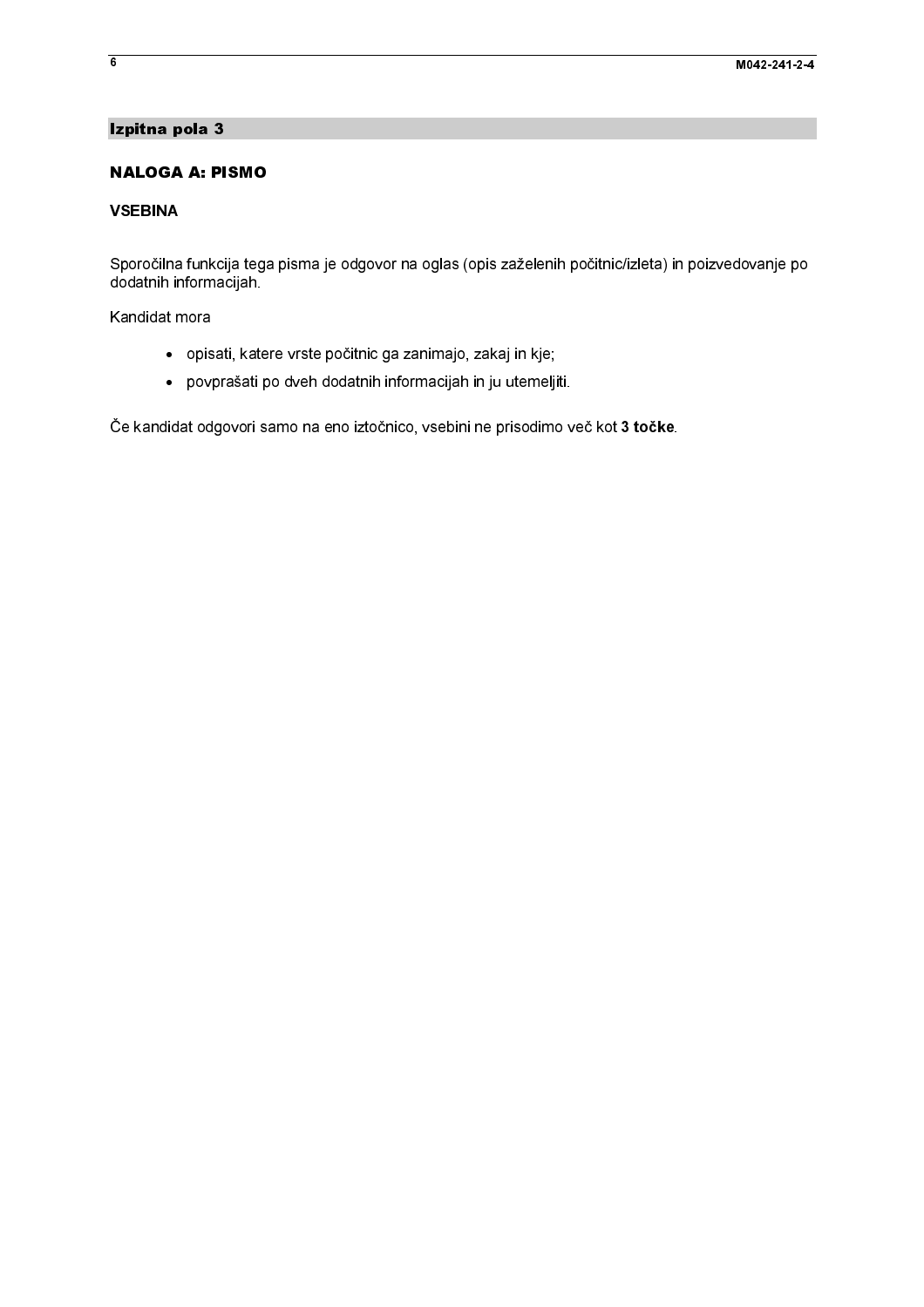## Izpitna pola 3

### NALOGA A: PISMO

#### VSEBINA

Sporočilna funkcija tega pisma je odgovor na oglas (opis zaželenih počitnic/izleta) in poizvedovanje po dodatnih informacijah.

Kandidat mora

- opisati, katere vrste počitnic ga zanimajo, zakaj in kje;
- povprašati po dveh dodatnih informacijah in ju utemeljiti.

Če kandidat odgovori samo na eno iztočnico, vsebini ne prisodimo več kot **3 točke**.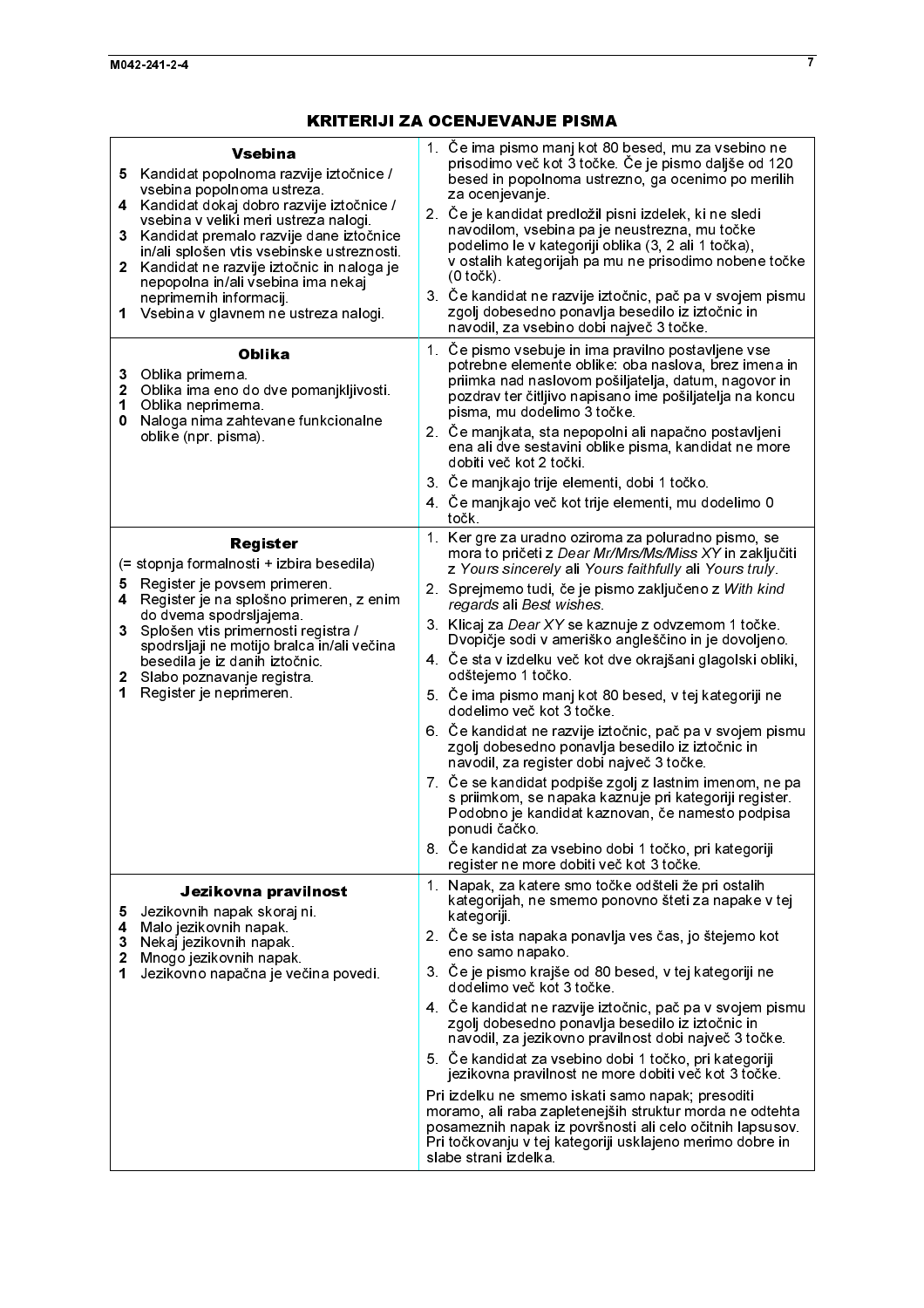## KRITERIJI ZA OCENJEVANJE PISMA

| | |
|---|---|
| **Vsebina**<br>**5** Kandidat popolnoma razvije iztočnice / vsebina popolnoma ustreza.<br>**4** Kandidat dokaj dobro razvije iztočnice / vsebina v veliki meri ustreza nalogi.<br>**3** Kandidat premalo razvije dane iztočnice in/ali splošen vtis vsebinske ustreznosti.<br>**2** Kandidat ne razvije iztočnic in naloga je nepopolna in/ali vsebina ima nekaj neprimernih informacij.<br>**1** Vsebina v glavnem ne ustreza nalogi. | 1. Če ima pismo manj kot 80 besed, mu za vsebino ne prisodimo več kot 3 točke. Če je pismo daljše od 120 besed in popolnoma ustrezno, ga ocenimo po merilih za ocenjevanje.<br>2. Če je kandidat predložil pisni izdelek, ki ne sledi navodilom, vsebina pa je neustrezna, mu točke podelimo le v kategoriji oblika (3, 2 ali 1 točka), v ostalih kategorijah pa mu ne prisodimo nobene točke (0 točk).<br>3. Če kandidat ne razvije iztočnic, pač pa v svojem pismu zgolj dobesedno ponavlja besedilo iz iztočnic in navodil, za vsebino dobi največ 3 točke. |
| **Oblika**<br>**3** Oblika primerna.<br>**2** Oblika ima eno do dve pomanjkljivosti.<br>**1** Oblika neprimerna.<br>**0** Naloga nima zahtevane funkcionalne oblike (npr. pisma). | 1. Če pismo vsebuje in ima pravilno postavljene vse potrebne elemente oblike: oba naslova, brez imena in priimka nad naslovom pošiljatelja, datum, nagovor in pozdrav ter čitljivo napisano ime pošiljatelja na koncu pisma, mu dodelimo 3 točke.<br>2. Če manjkata, sta nepopolni ali napačno postavljeni ena ali dve sestavini oblike pisma, kandidat ne more dobiti več kot 2 točki.<br>3. Če manjkajo trije elementi, dobi 1 točko.<br>4. Če manjkajo več kot trije elementi, mu dodelimo 0 točk. |
| **Register**<br>(= stopnja formalnosti + izbira besedila)<br>**5** Register je povsem primeren.<br>**4** Register je na splošno primeren, z enim do dvema spodrsljajema.<br>**3** Splošen vtis primernosti registra / spodrsljaji ne motijo bralca in/ali večina besedila je iz danih iztočnic.<br>**2** Slabo poznavanje registra.<br>**1** Register je neprimeren. | 1. Ker gre za uradno oziroma za poluradno pismo, se mora to pričeti z *Dear Mr/Mrs/Ms/Miss XY* in zaključiti z *Yours sincerely* ali *Yours faithfully* ali *Yours truly*.<br>2. Sprejmemo tudi, če je pismo zaključeno z *With kind regards* ali *Best wishes*.<br>3. Klicaj za *Dear XY* se kaznuje z odvzemom 1 točke. Dvopičje sodi v ameriško angleščino in je dovoljeno.<br>4. Če sta v izdelku več kot dve okrajšani glagolski obliki, odštejemo 1 točko.<br>5. Če ima pismo manj kot 80 besed, v tej kategoriji ne dodelimo več kot 3 točke.<br>6. Če kandidat ne razvije iztočnic, pač pa v svojem pismu zgolj dobesedno ponavlja besedilo iz iztočnic in navodil, za register dobi največ 3 točke.<br>7. Če se kandidat podpiše zgolj z lastnim imenom, ne pa s priimkom, se napaka kaznuje pri kategoriji register. Podobno je kandidat kaznovan, če namesto podpisa ponudi čačko.<br>8. Če kandidat za vsebino dobi 1 točko, pri kategoriji register ne more dobiti več kot 3 točke. |
| **Jezikovna pravilnost**<br>**5** Jezikovnih napak skoraj ni.<br>**4** Malo jezikovnih napak.<br>**3** Nekaj jezikovnih napak.<br>**2** Mnogo jezikovnih napak.<br>**1** Jezikovno napačna je večina povedi. | 1. Napak, za katere smo točke odšteli že pri ostalih kategorijah, ne smemo ponovno šteti za napake v tej kategoriji.<br>2. Če se ista napaka ponavlja ves čas, jo štejemo kot eno samo napako.<br>3. Če je pismo krajše od 80 besed, v tej kategoriji ne dodelimo več kot 3 točke.<br>4. Če kandidat ne razvije iztočnic, pač pa v svojem pismu zgolj dobesedno ponavlja besedilo iz iztočnic in navodil, za jezikovno pravilnost dobi največ 3 točke.<br>5. Če kandidat za vsebino dobi 1 točko, pri kategoriji jezikovna pravilnost ne more dobiti več kot 3 točke.<br><br>Pri izdelku ne smemo iskati samo napak; presoditi moramo, ali raba zapletenejših struktur morda ne odtehta posameznih napak iz površnosti ali celo očitnih lapsusov. Pri točkovanju v tej kategoriji usklajeno merimo dobre in slabe strani izdelka. |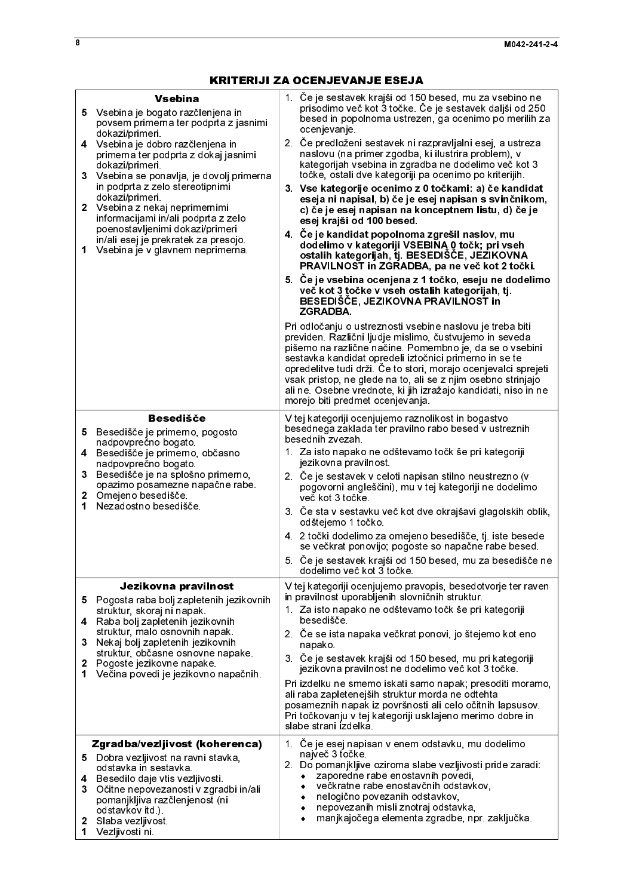# KRITERIJI ZA OCENJEVANJE ESEJA

| **Vsebina** | |
|---|---|
| **5** Vsebina je bogato razčlenjena in povsem primerna ter podprta z jasnimi dokazi/primeri.<br>**4** Vsebina je dobro razčlenjena in primerna ter podprta z dokaj jasnimi dokazi/primeri.<br>**3** Vsebina se ponavlja, je dovolj primerna in podprta z zelo stereotipnimi dokazi/primeri.<br>**2** Vsebina z nekaj neprimernimi informacijami in/ali podprta z zelo poenostavljenimi dokazi/primeri in/ali esej je prekratek za presojo.<br>**1** Vsebina je v glavnem neprimerna. | 1. Če je sestavek krajši od 150 besed, mu za vsebino ne prisodimo več kot 3 točke. Če je sestavek daljši od 250 besed in popolnoma ustrezen, ga ocenimo po merilih za ocenjevanje.<br>2. Če predloženi sestavek ni razpravljalni esej, a ustreza naslovu (na primer zgodba, ki ilustrira problem), v kategorijah vsebina in zgradba ne dodelimo več kot 3 točke, ostali dve kategoriji pa ocenimo po kriterijih.<br>**3. Vse kategorije ocenimo z 0 točkami: a) če kandidat eseja ni napisal, b) če je esej napisan s svinčnikom, c) če je esej napisan na konceptnem listu, d) če je esej krajši od 100 besed.**<br>**4. Če je kandidat popolnoma zgrešil naslov, mu dodelimo v kategoriji VSEBINA 0 točk; pri vseh ostalih kategorijah, tj. BESEDIŠČE, JEZIKOVNA PRAVILNOST in ZGRADBA, pa ne več kot 2 točki.**<br>**5. Če je vsebina ocenjena z 1 točko, eseju ne dodelimo več kot 3 točke v vseh ostalih kategorijah, tj. BESEDIŠČE, JEZIKOVNA PRAVILNOST in ZGRADBA.**<br>Pri odločanju o ustreznosti vsebine naslovu je treba biti previden. Različni ljudje mislimo, čustvujemo in seveda pišemo na različne načine. Pomembno je, da se o vsebini sestavka kandidat opredeli iztočnici primerno in se te opredelitve tudi drži. Če to stori, morajo ocenjevalci sprejeti vsak pristop, ne glede na to, ali se z njim osebno strinjajo ali ne. Osebne vrednote, ki jih izražajo kandidati, niso in ne morejo biti predmet ocenjevanja. |
| **Besedišče** | |
| **5** Besedišče je primerno, pogosto nadpovprečno bogato.<br>**4** Besedišče je primerno, občasno nadpovprečno bogato.<br>**3** Besedišče je na splošno primerno, opazimo posamezne napačne rabe.<br>**2** Omejeno besedišče.<br>**1** Nezadostno besedišče. | V tej kategoriji ocenjujemo raznolikost in bogastvo besednega zaklada ter pravilno rabo besed v ustreznih besednih zvezah.<br>1. Za isto napako ne odštevamo točk še pri kategoriji jezikovna pravilnost.<br>2. Če je sestavek v celoti napisan stilno neustrezno (v pogovorni angleščini), mu v tej kategoriji ne dodelimo več kot 3 točke.<br>3. Če sta v sestavku več kot dve okrajšavi glagolskih oblik, odštejemo 1 točko.<br>4. 2 točki dodelimo za omejeno besedišče, tj. iste besede se večkrat ponovijo; pogoste so napačne rabe besed.<br>5. Če je sestavek krajši od 150 besed, mu za besedišče ne dodelimo več kot 3 točke. |
| **Jezikovna pravilnost** | |
| **5** Pogosta raba bolj zapletenih jezikovnih struktur, skoraj ni napak.<br>**4** Raba bolj zapletenih jezikovnih struktur, malo osnovnih napak.<br>**3** Nekaj bolj zapletenih jezikovnih struktur, občasne osnovne napake.<br>**2** Pogoste jezikovne napake.<br>**1** Večina povedi je jezikovno napačnih. | V tej kategoriji ocenjujemo pravopis, besedotvorje ter raven in pravilnost uporabljenih slovničnih struktur.<br>1. Za isto napako ne odštevamo točk še pri kategoriji besedišče.<br>2. Če se ista napaka večkrat ponovi, jo štejemo kot eno napako.<br>3. Če je sestavek krajši od 150 besed, mu pri kategoriji jezikovna pravilnost ne dodelimo več kot 3 točke.<br>Pri izdelku ne smemo iskati samo napak; presoditi moramo, ali raba zapletenejših struktur morda ne odtehta posameznih napak iz površnosti ali celo očitnih lapsusov. Pri točkovanju v tej kategoriji usklajeno merimo dobre in slabe strani izdelka. |
| **Zgradba/vezljivost (koherenca)** | |
| **5** Dobra vezljivost na ravni stavka, odstavka in sestavka.<br>**4** Besedilo daje vtis vezljivosti.<br>**3** Očitne nepovezanosti v zgradbi in/ali pomanjkljiva razčlenjenost (ni odstavkov itd.).<br>**2** Slaba vezljivost.<br>**1** Vezljivosti ni. | 1. Če je esej napisan v enem odstavku, mu dodelimo največ 3 točke.<br>2. Do pomanjkljive oziroma slabe vezljivosti pride zaradi:<br>• zaporedne rabe enostavnih povedi,<br>• večkratne rabe enostavčnih odstavkov,<br>• nelogično povezanih odstavkov,<br>• nepovezanih misli znotraj odstavka,<br>• manjkajočega elementa zgradbe, npr. zaključka. |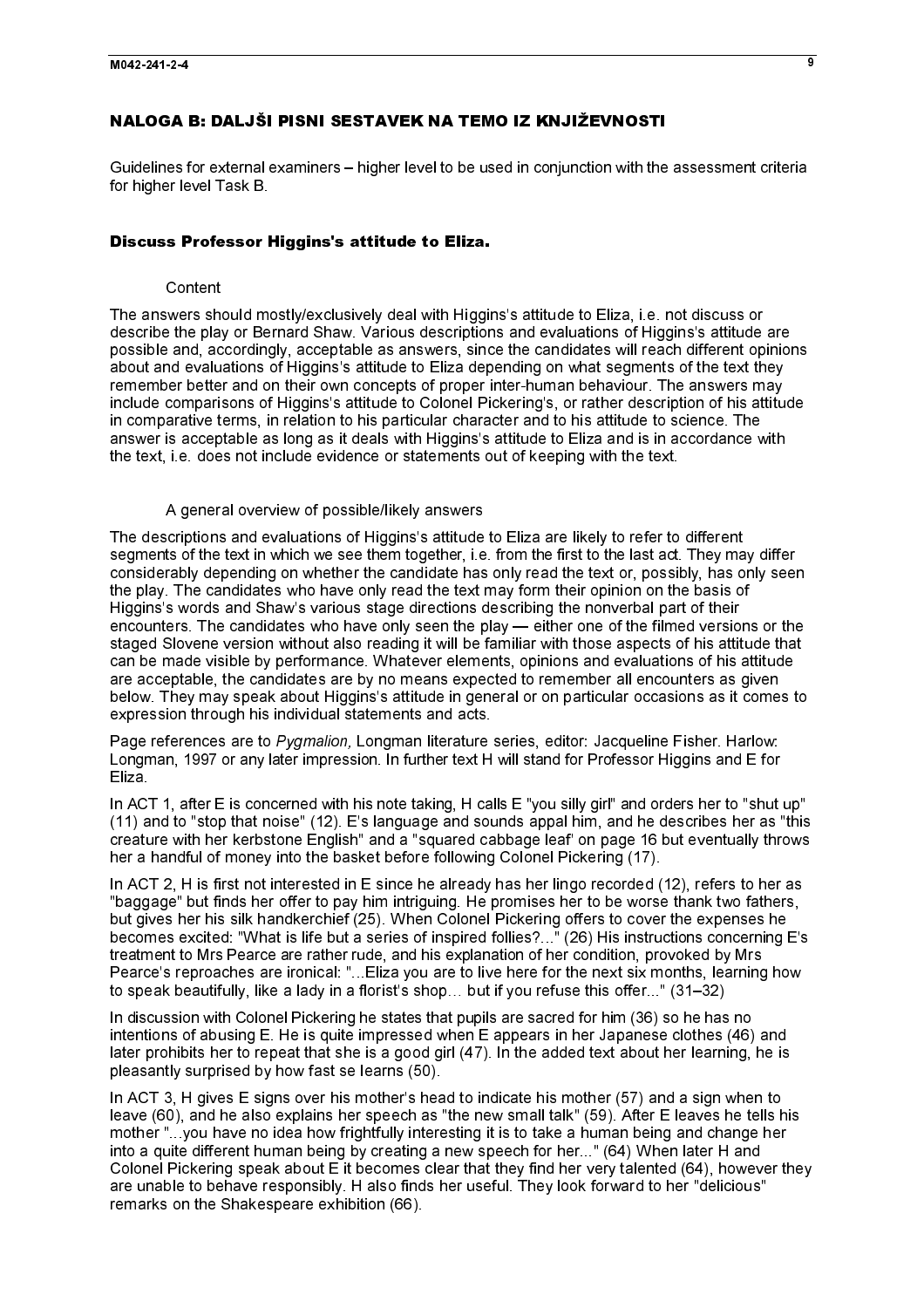## NALOGA B: DALJŠI PISNI SESTAVEK NA TEMO IZ KNJIŽEVNOSTI

Guidelines for external examiners – higher level to be used in conjunction with the assessment criteria for higher level Task B.

### Discuss Professor Higgins's attitude to Eliza.

Content

The answers should mostly/exclusively deal with Higgins's attitude to Eliza, i.e. not discuss or describe the play or Bernard Shaw. Various descriptions and evaluations of Higgins's attitude are possible and, accordingly, acceptable as answers, since the candidates will reach different opinions about and evaluations of Higgins's attitude to Eliza depending on what segments of the text they remember better and on their own concepts of proper inter-human behaviour. The answers may include comparisons of Higgins's attitude to Colonel Pickering's, or rather description of his attitude in comparative terms, in relation to his particular character and to his attitude to science. The answer is acceptable as long as it deals with Higgins's attitude to Eliza and is in accordance with the text, i.e. does not include evidence or statements out of keeping with the text.

A general overview of possible/likely answers

The descriptions and evaluations of Higgins's attitude to Eliza are likely to refer to different segments of the text in which we see them together, i.e. from the first to the last act. They may differ considerably depending on whether the candidate has only read the text or, possibly, has only seen the play. The candidates who have only read the text may form their opinion on the basis of Higgins's words and Shaw's various stage directions describing the nonverbal part of their encounters. The candidates who have only seen the play — either one of the filmed versions or the staged Slovene version without also reading it will be familiar with those aspects of his attitude that can be made visible by performance. Whatever elements, opinions and evaluations of his attitude are acceptable, the candidates are by no means expected to remember all encounters as given below. They may speak about Higgins's attitude in general or on particular occasions as it comes to expression through his individual statements and acts.

Page references are to *Pygmalion,* Longman literature series, editor: Jacqueline Fisher. Harlow: Longman, 1997 or any later impression. In further text H will stand for Professor Higgins and E for Eliza.

In ACT 1, after E is concerned with his note taking, H calls E "you silly girl" and orders her to "shut up" (11) and to "stop that noise" (12). E's language and sounds appal him, and he describes her as "this creature with her kerbstone English" and a "squared cabbage leaf' on page 16 but eventually throws her a handful of money into the basket before following Colonel Pickering (17).

In ACT 2, H is first not interested in E since he already has her lingo recorded (12), refers to her as "baggage" but finds her offer to pay him intriguing. He promises her to be worse thank two fathers, but gives her his silk handkerchief (25). When Colonel Pickering offers to cover the expenses he becomes excited: "What is life but a series of inspired follies?..." (26) His instructions concerning E's treatment to Mrs Pearce are rather rude, and his explanation of her condition, provoked by Mrs Pearce's reproaches are ironical: "...Eliza you are to live here for the next six months, learning how to speak beautifully, like a lady in a florist's shop… but if you refuse this offer..." (31–32)

In discussion with Colonel Pickering he states that pupils are sacred for him (36) so he has no intentions of abusing E. He is quite impressed when E appears in her Japanese clothes (46) and later prohibits her to repeat that she is a good girl (47). In the added text about her learning, he is pleasantly surprised by how fast se learns (50).

In ACT 3, H gives E signs over his mother's head to indicate his mother (57) and a sign when to leave (60), and he also explains her speech as "the new small talk" (59). After E leaves he tells his mother "...you have no idea how frightfully interesting it is to take a human being and change her into a quite different human being by creating a new speech for her..." (64) When later H and Colonel Pickering speak about E it becomes clear that they find her very talented (64), however they are unable to behave responsibly. H also finds her useful. They look forward to her "delicious" remarks on the Shakespeare exhibition (66).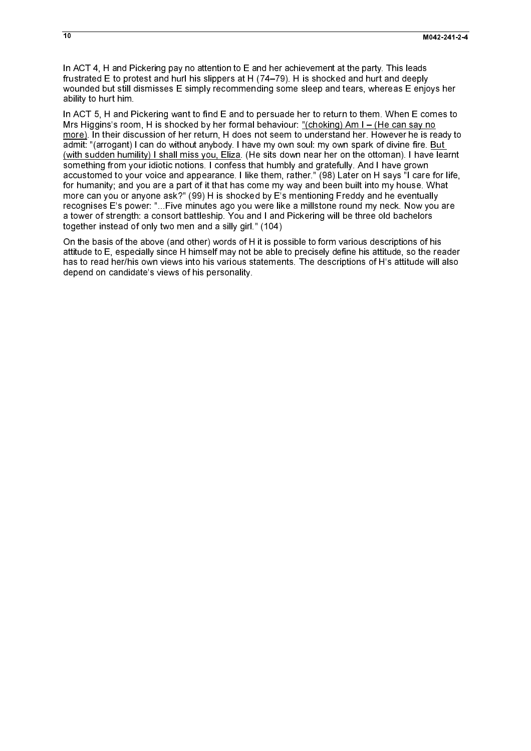In ACT 4, H and Pickering pay no attention to E and her achievement at the party. This leads frustrated E to protest and hurl his slippers at H (74–79). H is shocked and hurt and deeply wounded but still dismisses E simply recommending some sleep and tears, whereas E enjoys her ability to hurt him.

In ACT 5, H and Pickering want to find E and to persuade her to return to them. When E comes to Mrs Higgins's room, H is shocked by her formal behaviour: <u>"(choking) Am I – (He can say no more)</u>. In their discussion of her return, H does not seem to understand her. However he is ready to admit: "(arrogant) I can do without anybody. I have my own soul: my own spark of divine fire. <u>But (with sudden humility) I shall miss you, Eliza</u>. (He sits down near her on the ottoman). I have learnt something from your idiotic notions. I confess that humbly and gratefully. And I have grown accustomed to your voice and appearance. I like them, rather." (98) Later on H says "I care for life, for humanity; and you are a part of it that has come my way and been built into my house. What more can you or anyone ask?" (99) H is shocked by E's mentioning Freddy and he eventually recognises E's power: "...Five minutes ago you were like a millstone round my neck. Now you are a tower of strength: a consort battleship. You and I and Pickering will be three old bachelors together instead of only two men and a silly girl." (104)

On the basis of the above (and other) words of H it is possible to form various descriptions of his attitude to E, especially since H himself may not be able to precisely define his attitude, so the reader has to read her/his own views into his various statements. The descriptions of H's attitude will also depend on candidate's views of his personality.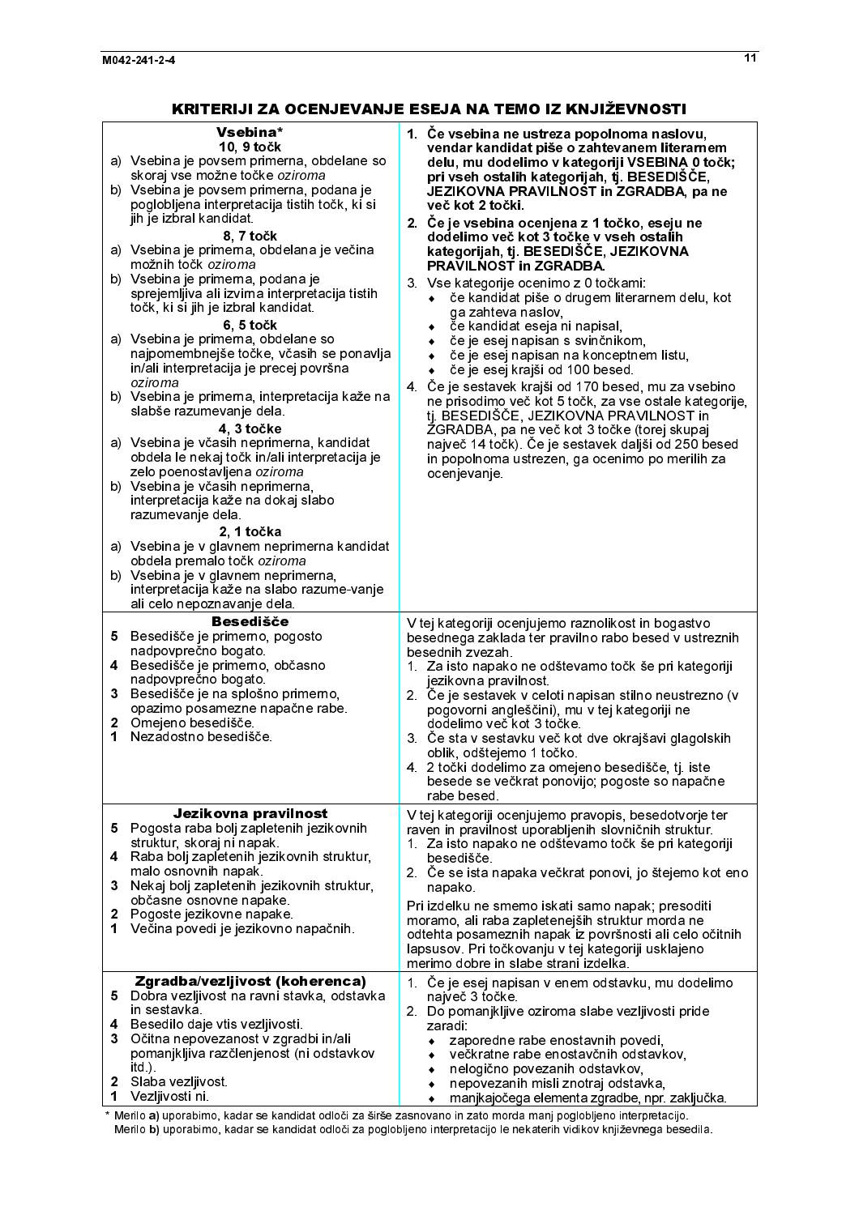# KRITERIJI ZA OCENJEVANJE ESEJA NA TEMO IZ KNJIŽEVNOSTI

| | |
|---|---|
| **Vsebina***<br><br>**10, 9 točk**<br>a) Vsebina je povsem primerna, obdelane so skoraj vse možne točke *oziroma*<br>b) Vsebina je povsem primerna, podana je poglobljena interpretacija tistih točk, ki si jih je izbral kandidat.<br><br>**8, 7 točk**<br>a) Vsebina je primerna, obdelana je večina možnih točk *oziroma*<br>b) Vsebina je primerna, podana je sprejemljiva ali izvirna interpretacija tistih točk, ki si jih je izbral kandidat.<br><br>**6, 5 točk**<br>a) Vsebina je primerna, obdelane so najpomembnejše točke, včasih se ponavlja in/ali interpretacija je precej površna *oziroma*<br>b) Vsebina je primerna, interpretacija kaže na slabše razumevanje dela.<br><br>**4, 3 točke**<br>a) Vsebina je včasih neprimerna, kandidat obdela le nekaj točk in/ali interpretacija je zelo poenostavljena *oziroma*<br>b) Vsebina je včasih neprimerna, interpretacija kaže na dokaj slabo razumevanje dela.<br><br>**2, 1 točka**<br>a) Vsebina je v glavnem neprimerna kandidat obdela premalo točk *oziroma*<br>b) Vsebina je v glavnem neprimerna, interpretacija kaže na slabo razume-vanje ali celo nepoznavanje dela. | **1. Če vsebina ne ustreza popolnoma naslovu, vendar kandidat piše o zahtevanem literarnem delu, mu dodelimo v kategoriji VSEBINA 0 točk; pri vseh ostalih kategorijah, tj. BESEDIŠČE, JEZIKOVNA PRAVILNOST in ZGRADBA, pa ne več kot 2 točki.**<br>**2. Če je vsebina ocenjena z 1 točko, eseju ne dodelimo več kot 3 točke v vseh ostalih kategorijah, tj. BESEDIŠČE, JEZIKOVNA PRAVILNOST in ZGRADBA.**<br>3. Vse kategorije ocenimo z 0 točkami:<br>◆ če kandidat piše o drugem literarnem delu, kot ga zahteva naslov,<br>◆ če kandidat eseja ni napisal,<br>◆ če je esej napisan s svinčnikom,<br>◆ če je esej napisan na konceptnem listu,<br>◆ če je esej krajši od 100 besed.<br>4. Če je sestavek krajši od 170 besed, mu za vsebino ne prisodimo več kot 5 točk, za vse ostale kategorije, tj. BESEDIŠČE, JEZIKOVNA PRAVILNOST in ZGRADBA, pa ne več kot 3 točke (torej skupaj največ 14 točk). Če je sestavek daljši od 250 besed in popolnoma ustrezen, ga ocenimo po merilih za ocenjevanje. |
| **Besedišče**<br>**5** Besedišče je primerno, pogosto nadpovprečno bogato.<br>**4** Besedišče je primerno, občasno nadpovprečno bogato.<br>**3** Besedišče je na splošno primerno, opazimo posamezne napačne rabe.<br>**2** Omejeno besedišče.<br>**1** Nezadostno besedišče. | V tej kategoriji ocenjujemo raznolikost in bogastvo besednega zaklada ter pravilno rabo besed v ustreznih besednih zvezah.<br>1. Za isto napako ne odštevamo točk še pri kategoriji jezikovna pravilnost.<br>2. Če je sestavek v celoti napisan stilno neustrezno (v pogovorni angleščini), mu v tej kategoriji ne dodelimo več kot 3 točke.<br>3. Če sta v sestavku več kot dve okrajšavi glagolskih oblik, odštejemo 1 točko.<br>4. 2 točki dodelimo za omejeno besedišče, tj. iste besede se večkrat ponovijo; pogoste so napačne rabe besed. |
| **Jezikovna pravilnost**<br>**5** Pogosta raba bolj zapletenih jezikovnih struktur, skoraj ni napak.<br>**4** Raba bolj zapletenih jezikovnih struktur, malo osnovnih napak.<br>**3** Nekaj bolj zapletenih jezikovnih struktur, občasne osnovne napake.<br>**2** Pogoste jezikovne napake.<br>**1** Večina povedi je jezikovno napačnih. | V tej kategoriji ocenjujemo pravopis, besedotvorje ter raven in pravilnost uporabljenih slovničnih struktur.<br>1. Za isto napako ne odštevamo točk še pri kategoriji besedišče.<br>2. Če se ista napaka večkrat ponovi, jo štejemo kot eno napako.<br>Pri izdelku ne smemo iskati samo napak; presoditi moramo, ali raba zapletenejših struktur morda ne odtehta posameznih napak iz površnosti ali celo očitnih lapsusov. Pri točkovanju v tej kategoriji usklajeno merimo dobre in slabe strani izdelka. |
| **Zgradba/vezljivost (koherenca)**<br>**5** Dobra vezljivost na ravni stavka, odstavka in sestavka.<br>**4** Besedilo daje vtis vezljivosti.<br>**3** Očitna nepovezanost v zgradbi in/ali pomanjkljiva razčlenjenost (ni odstavkov itd.).<br>**2** Slaba vezljivost.<br>**1** Vezljivosti ni. | 1. Če je esej napisan v enem odstavku, mu dodelimo največ 3 točke.<br>2. Do pomanjkljive oziroma slabe vezljivosti pride zaradi:<br>◆ zaporedne rabe enostavnih povedi,<br>◆ večkratne rabe enostavčnih odstavkov,<br>◆ nelogično povezanih odstavkov,<br>◆ nepovezanih misli znotraj odstavka,<br>◆ manjkajočega elementa zgradbe, npr. zaključka. |

\* Merilo **a)** uporabimo, kadar se kandidat odloči za širše zasnovano in zato morda manj poglobljeno interpretacijo.
Merilo **b)** uporabimo, kadar se kandidat odloči za poglobljeno interpretacijo le nekaterih vidikov književnega besedila.